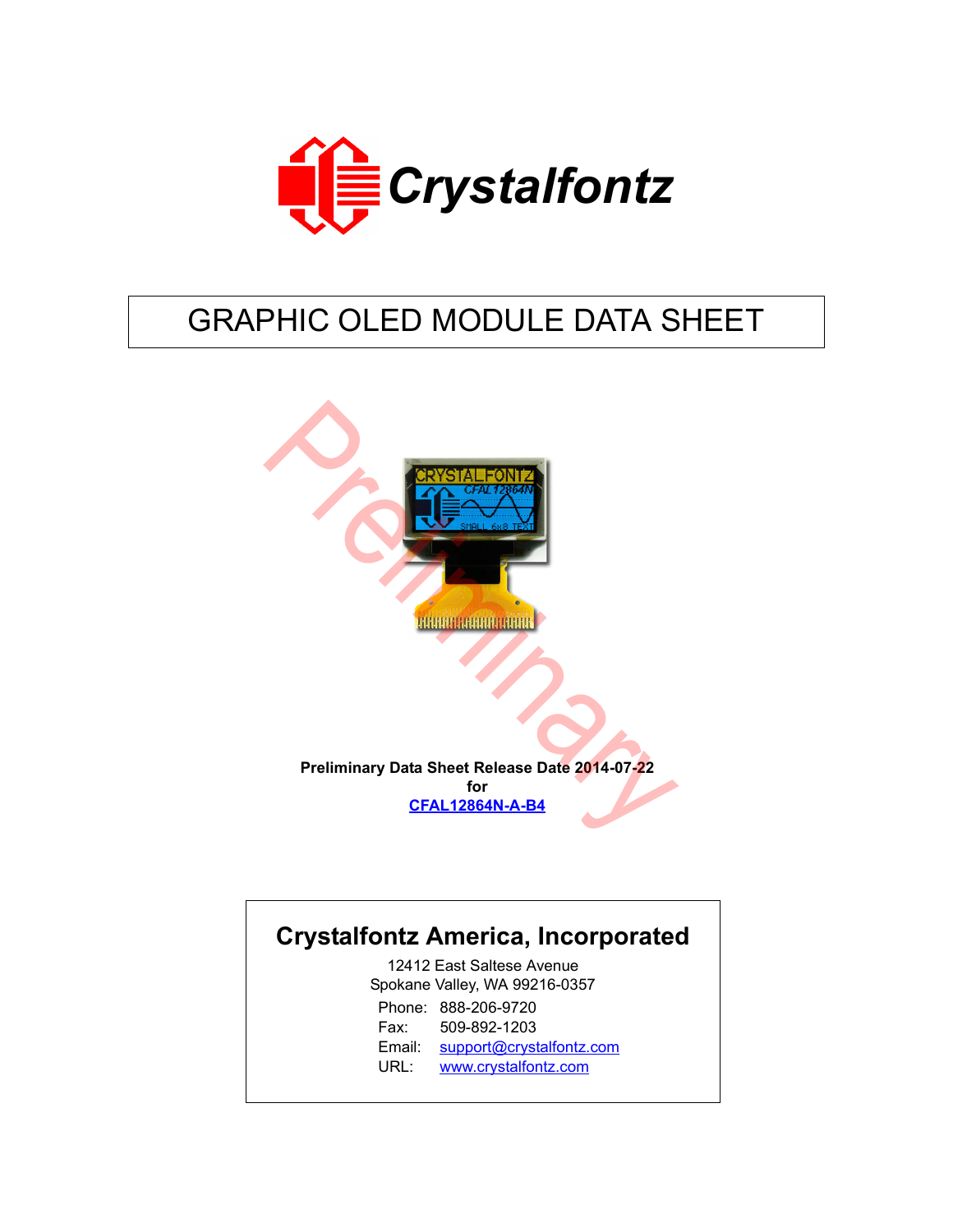# GRAPHIC OLED MODULE DATA SHEET

**Preliminary Data Sheet Release Date 2014-07-22**
**for**
**CFAL12864N-A-B4**

## Crystalfontz America, Incorporated

12412 East Saltese Avenue
Spokane Valley, WA 99216-0357

Phone: 888-206-9720
Fax: 509-892-1203
Email: support@crystalfontz.com
URL: www.crystalfontz.com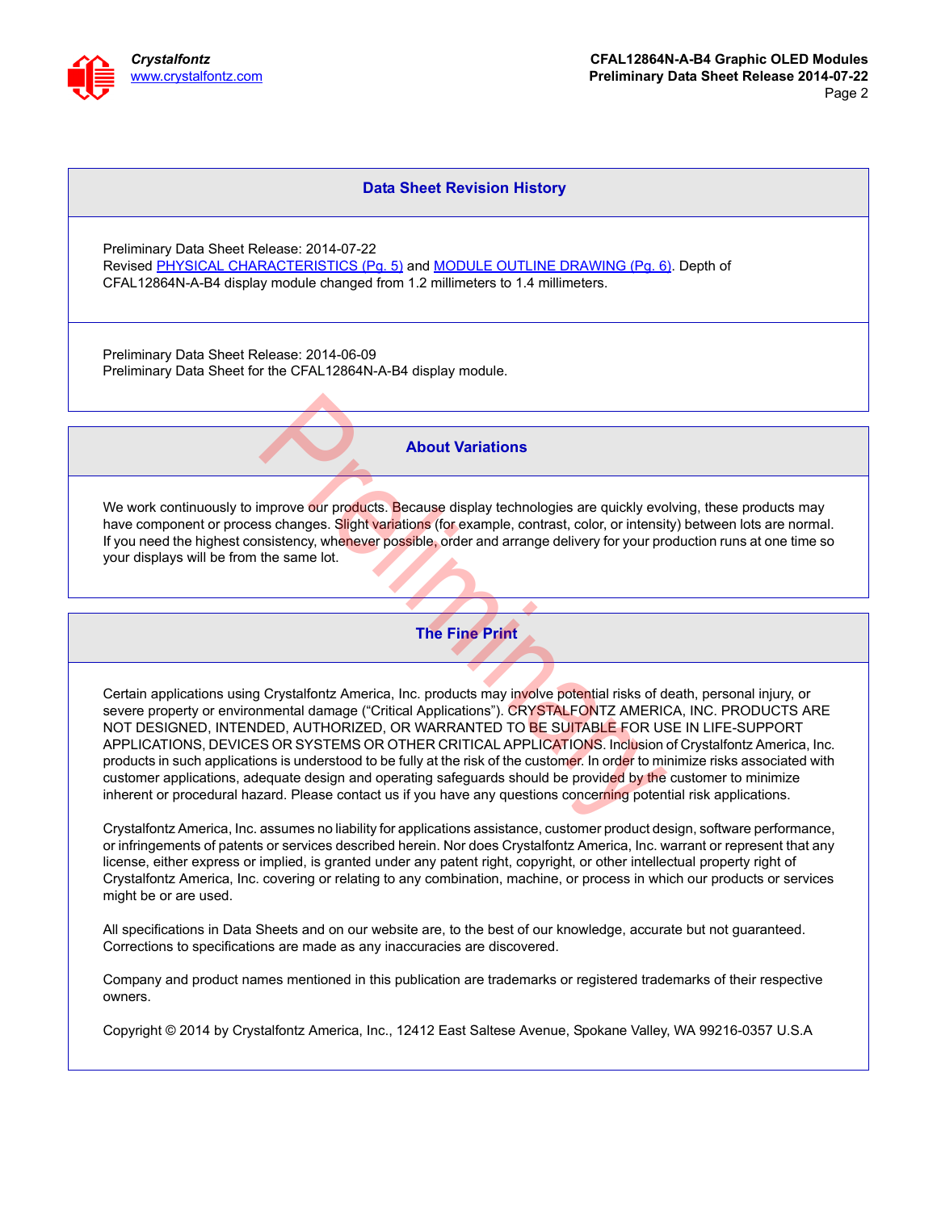## Data Sheet Revision History

Preliminary Data Sheet Release: 2014-07-22
Revised PHYSICAL CHARACTERISTICS (Pg. 5) and MODULE OUTLINE DRAWING (Pg. 6). Depth of CFAL12864N-A-B4 display module changed from 1.2 millimeters to 1.4 millimeters.

Preliminary Data Sheet Release: 2014-06-09
Preliminary Data Sheet for the CFAL12864N-A-B4 display module.

## About Variations

We work continuously to improve our products. Because display technologies are quickly evolving, these products may have component or process changes. Slight variations (for example, contrast, color, or intensity) between lots are normal. If you need the highest consistency, whenever possible, order and arrange delivery for your production runs at one time so your displays will be from the same lot.

## The Fine Print

Certain applications using Crystalfontz America, Inc. products may involve potential risks of death, personal injury, or severe property or environmental damage (“Critical Applications”). CRYSTALFONTZ AMERICA, INC. PRODUCTS ARE NOT DESIGNED, INTENDED, AUTHORIZED, OR WARRANTED TO BE SUITABLE FOR USE IN LIFE-SUPPORT APPLICATIONS, DEVICES OR SYSTEMS OR OTHER CRITICAL APPLICATIONS. Inclusion of Crystalfontz America, Inc. products in such applications is understood to be fully at the risk of the customer. In order to minimize risks associated with customer applications, adequate design and operating safeguards should be provided by the customer to minimize inherent or procedural hazard. Please contact us if you have any questions concerning potential risk applications.

Crystalfontz America, Inc. assumes no liability for applications assistance, customer product design, software performance, or infringements of patents or services described herein. Nor does Crystalfontz America, Inc. warrant or represent that any license, either express or implied, is granted under any patent right, copyright, or other intellectual property right of Crystalfontz America, Inc. covering or relating to any combination, machine, or process in which our products or services might be or are used.

All specifications in Data Sheets and on our website are, to the best of our knowledge, accurate but not guaranteed. Corrections to specifications are made as any inaccuracies are discovered.

Company and product names mentioned in this publication are trademarks or registered trademarks of their respective owners.

Copyright © 2014 by Crystalfontz America, Inc., 12412 East Saltese Avenue, Spokane Valley, WA 99216-0357 U.S.A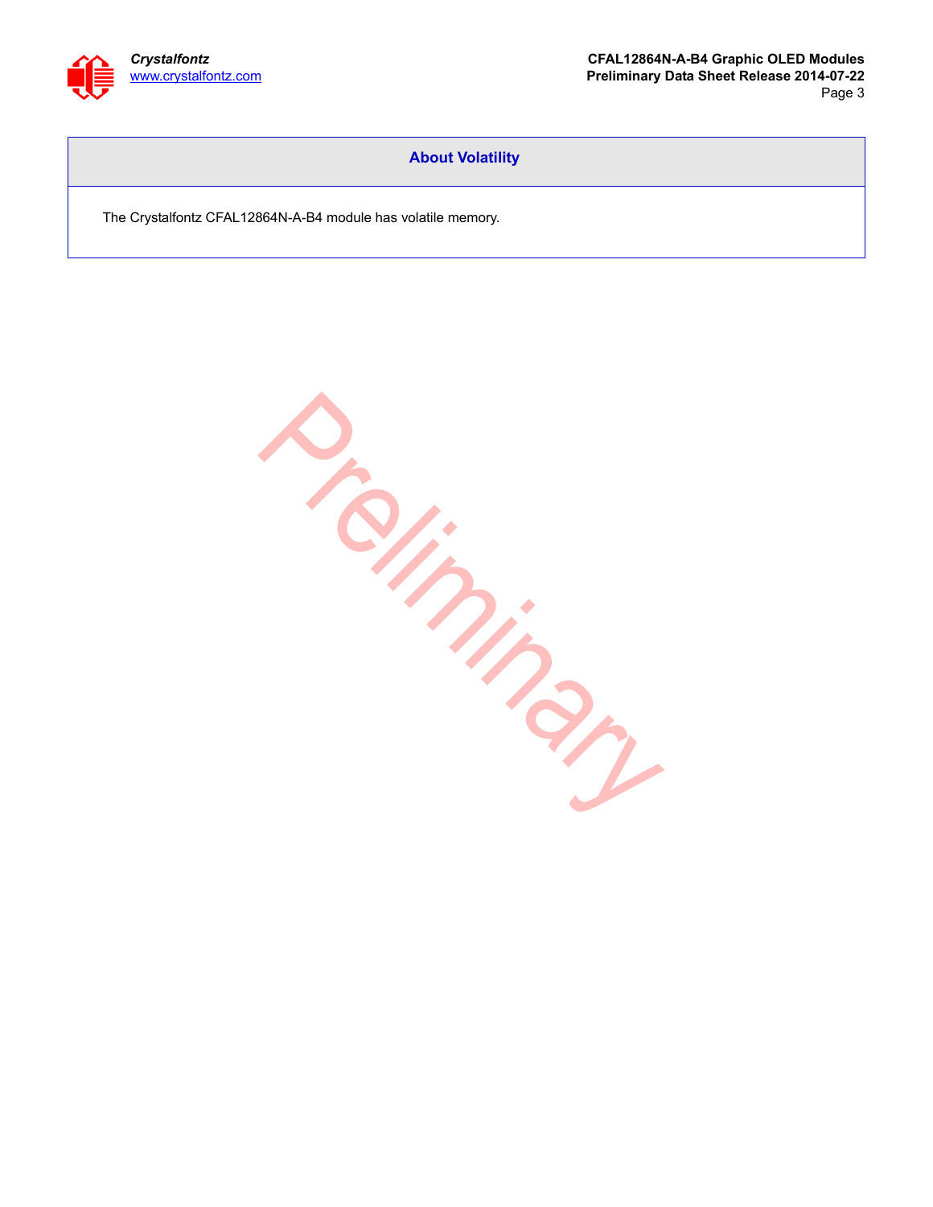## About Volatility

The Crystalfontz CFAL12864N-A-B4 module has volatile memory.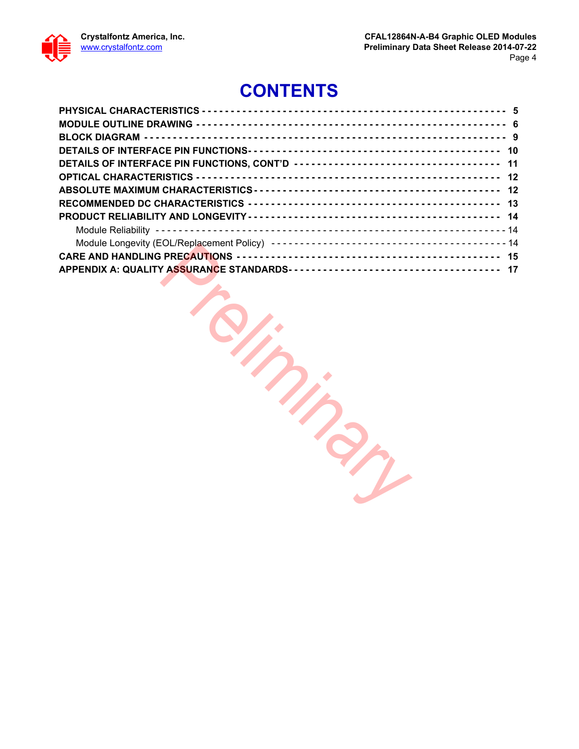# CONTENTS

**PHYSICAL CHARACTERISTICS** - - - - - - - - - - - - - - - - - - - - - - - - - - - - - - - - - - - - - - - - - - - - - - - - - - **5**

**MODULE OUTLINE DRAWING** - - - - - - - - - - - - - - - - - - - - - - - - - - - - - - - - - - - - - - - - - - - - - - - - - - **6**

**BLOCK DIAGRAM** - - - - - - - - - - - - - - - - - - - - - - - - - - - - - - - - - - - - - - - - - - - - - - - - - - - - - - - - **9**

**DETAILS OF INTERFACE PIN FUNCTIONS**- - - - - - - - - - - - - - - - - - - - - - - - - - - - - - - - - - - - - - - - - - **10**

**DETAILS OF INTERFACE PIN FUNCTIONS, CONT'D** - - - - - - - - - - - - - - - - - - - - - - - - - - - - - - - - - - **11**

**OPTICAL CHARACTERISTICS** - - - - - - - - - - - - - - - - - - - - - - - - - - - - - - - - - - - - - - - - - - - - - - - - - **12**

**ABSOLUTE MAXIMUM CHARACTERISTICS**- - - - - - - - - - - - - - - - - - - - - - - - - - - - - - - - - - - - - - - - - **12**

**RECOMMENDED DC CHARACTERISTICS** - - - - - - - - - - - - - - - - - - - - - - - - - - - - - - - - - - - - - - - - - **13**

**PRODUCT RELIABILITY AND LONGEVITY**- - - - - - - - - - - - - - - - - - - - - - - - - - - - - - - - - - - - - - - - - **14**

Module Reliability - - - - - - - - - - - - - - - - - - - - - - - - - - - - - - - - - - - - - - - - - - - - - - - - - - - - - - - - 14

Module Longevity (EOL/Replacement Policy) - - - - - - - - - - - - - - - - - - - - - - - - - - - - - - - - - - - - - - - 14

**CARE AND HANDLING PRECAUTIONS** - - - - - - - - - - - - - - - - - - - - - - - - - - - - - - - - - - - - - - - - - - **15**

**APPENDIX A: QUALITY ASSURANCE STANDARDS**- - - - - - - - - - - - - - - - - - - - - - - - - - - - - - - - - - - - **17**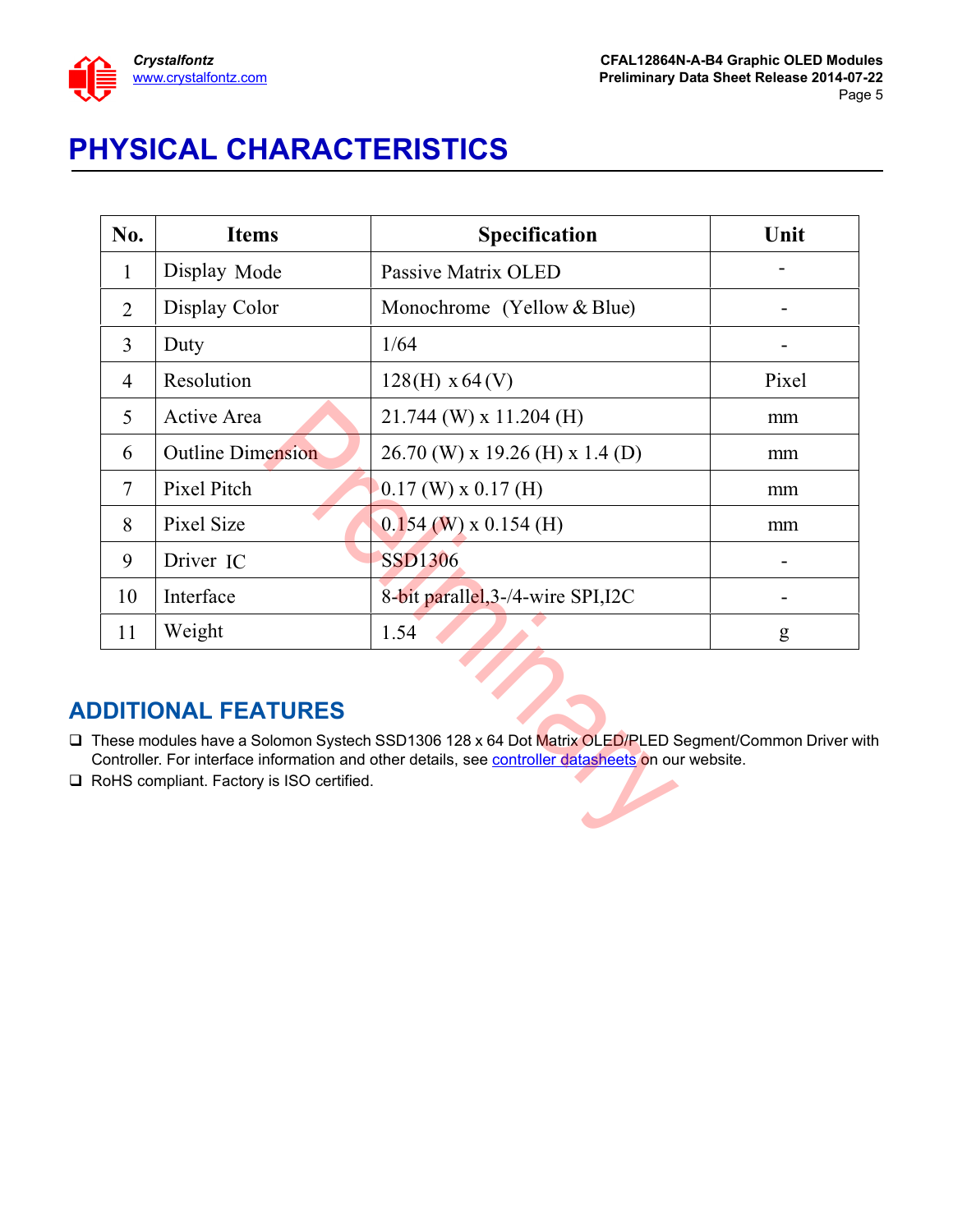# PHYSICAL CHARACTERISTICS

| No. | Items | Specification | Unit |
|---|---|---|---|
| 1 | Display Mode | Passive Matrix OLED | - |
| 2 | Display Color | Monochrome (Yellow & Blue) | - |
| 3 | Duty | 1/64 | - |
| 4 | Resolution | 128(H) x 64 (V) | Pixel |
| 5 | Active Area | 21.744 (W) x 11.204 (H) | mm |
| 6 | Outline Dimension | 26.70 (W) x 19.26 (H) x 1.4 (D) | mm |
| 7 | Pixel Pitch | 0.17 (W) x 0.17 (H) | mm |
| 8 | Pixel Size | 0.154 (W) x 0.154 (H) | mm |
| 9 | Driver IC | SSD1306 | - |
| 10 | Interface | 8-bit parallel,3-/4-wire SPI,I2C | - |
| 11 | Weight | 1.54 | g |

## ADDITIONAL FEATURES

- These modules have a Solomon Systech SSD1306 128 x 64 Dot Matrix OLED/PLED Segment/Common Driver with Controller. For interface information and other details, see controller datasheets on our website.
- RoHS compliant. Factory is ISO certified.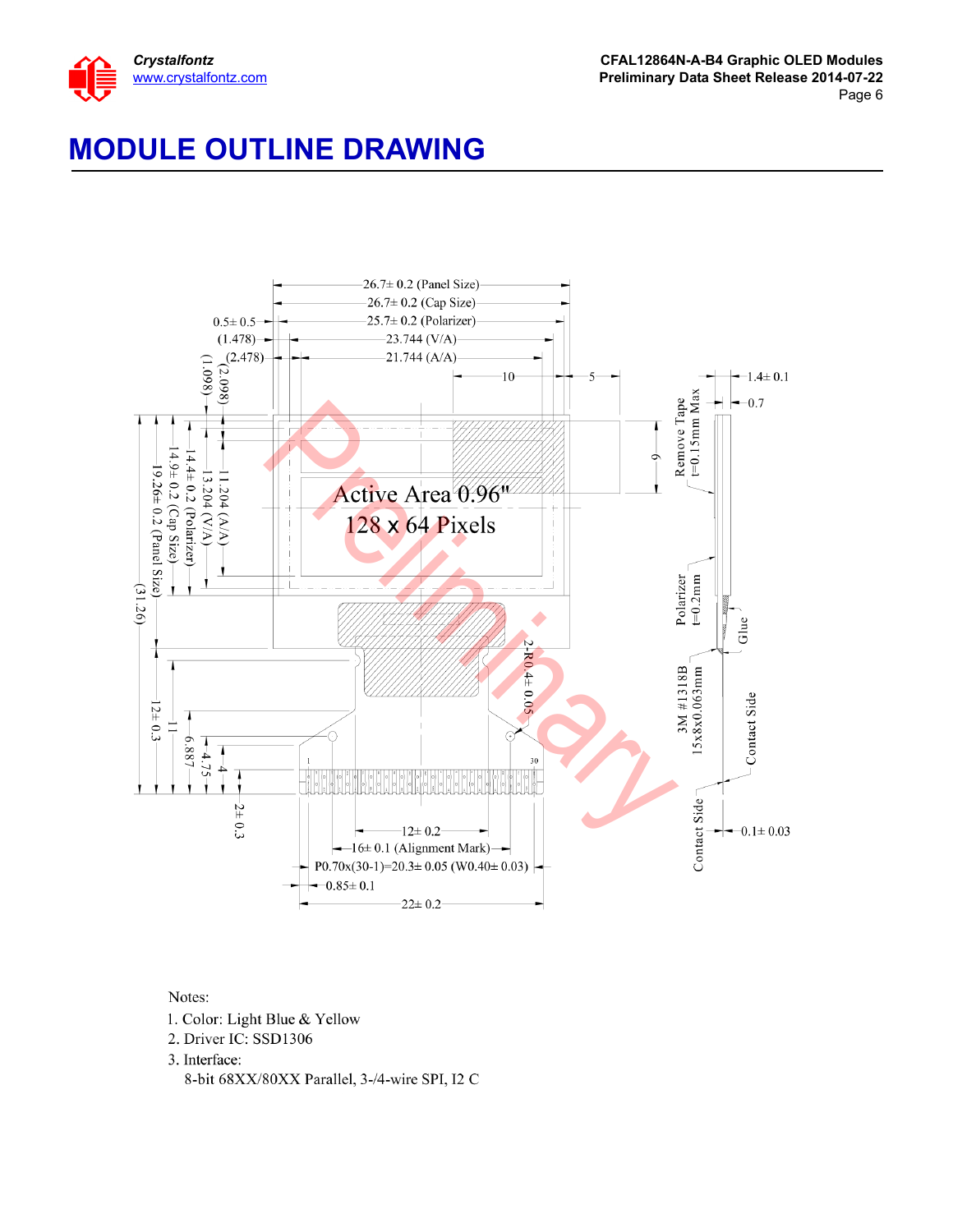# MODULE OUTLINE DRAWING

26.7± 0.2 (Panel Size)
26.7± 0.2 (Cap Size)
0.5± 0.5
25.7± 0.2 (Polarizer)
(1.478)
23.744 (V/A)
(2.478)
21.744 (A/A)
(1.098)
(2.098)
10
5
1.4± 0.1
0.7
Remove Tape t=0.15mm Max
9
19.26± 0.2 (Panel Size)
14.9± 0.2 (Cap Size)
14.4± 0.2 (Polarizer)
13.204 (V/A)
11.204 (A/A)
Active Area 0.96"
128 x 64 Pixels
Preliminary
(31.26)
Polarizer t=0.2mm
Glue
2-R0.4± 0.05
3M #1318B 15x8x0.063mm
Contact Side
12± 0.3
11
6.887
4.75
4
1
30
2± 0.3
Contact Side
0.1± 0.03
12± 0.2
16± 0.1 (Alignment Mark)
P0.70x(30-1)=20.3± 0.05 (W0.40± 0.03)
0.85± 0.1
22± 0.2

Notes:

1. Color: Light Blue & Yellow
2. Driver IC: SSD1306
3. Interface:
   8-bit 68XX/80XX Parallel, 3-/4-wire SPI, I2 C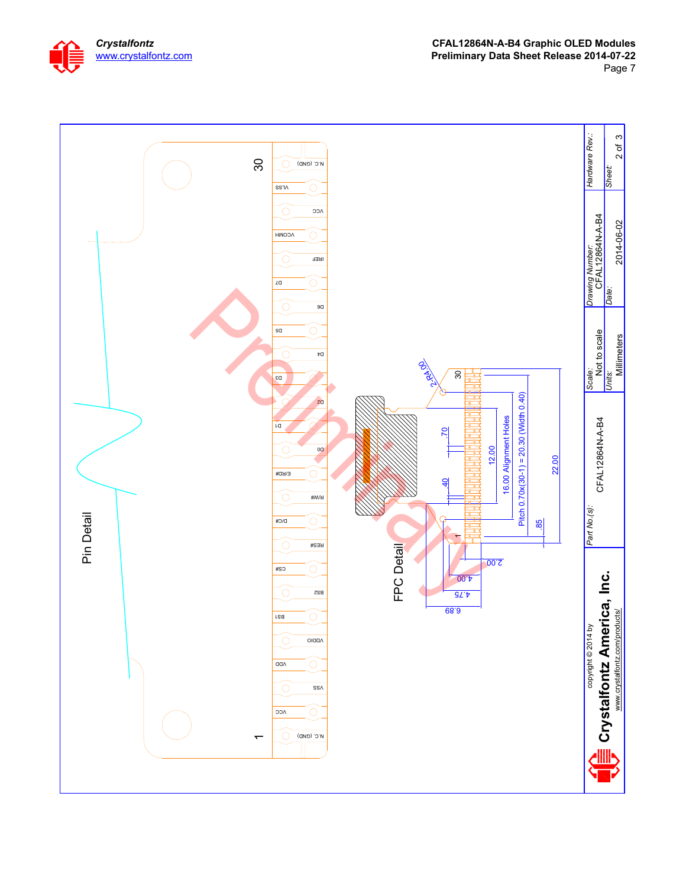Pin Detail

30

N.C. (GND)

VLSS

VCC

VCOMH

IREF

D7

D6

D5

D4

D3

D2

D1

D0

E/RD#

R/W#

D/C#

RES#

CS#

BS2

BS1

VDDIO

VDD

VSS

VCC

N.C. (GND)

1

FPC Detail

2-R4.00

30

.70

.40

12.00

16.00 Alignment Holes

Pitch 0.70x(30-1) = 20.30 (Width 0.40)

22.00

.85

1

2.00

4.00

4.75

6.89

Preliminary

Scale: Not to scale

Units: Millimeters

Drawing Number: CFAL12864N-A-B4

Date: 2014-06-02

Hardware Rev.:

Sheet: 2 of 3

Part No.(s): CFAL12864N-A-B4

copyright © 2014 by Crystalfontz America, Inc.

www.crystalfontz.com/products/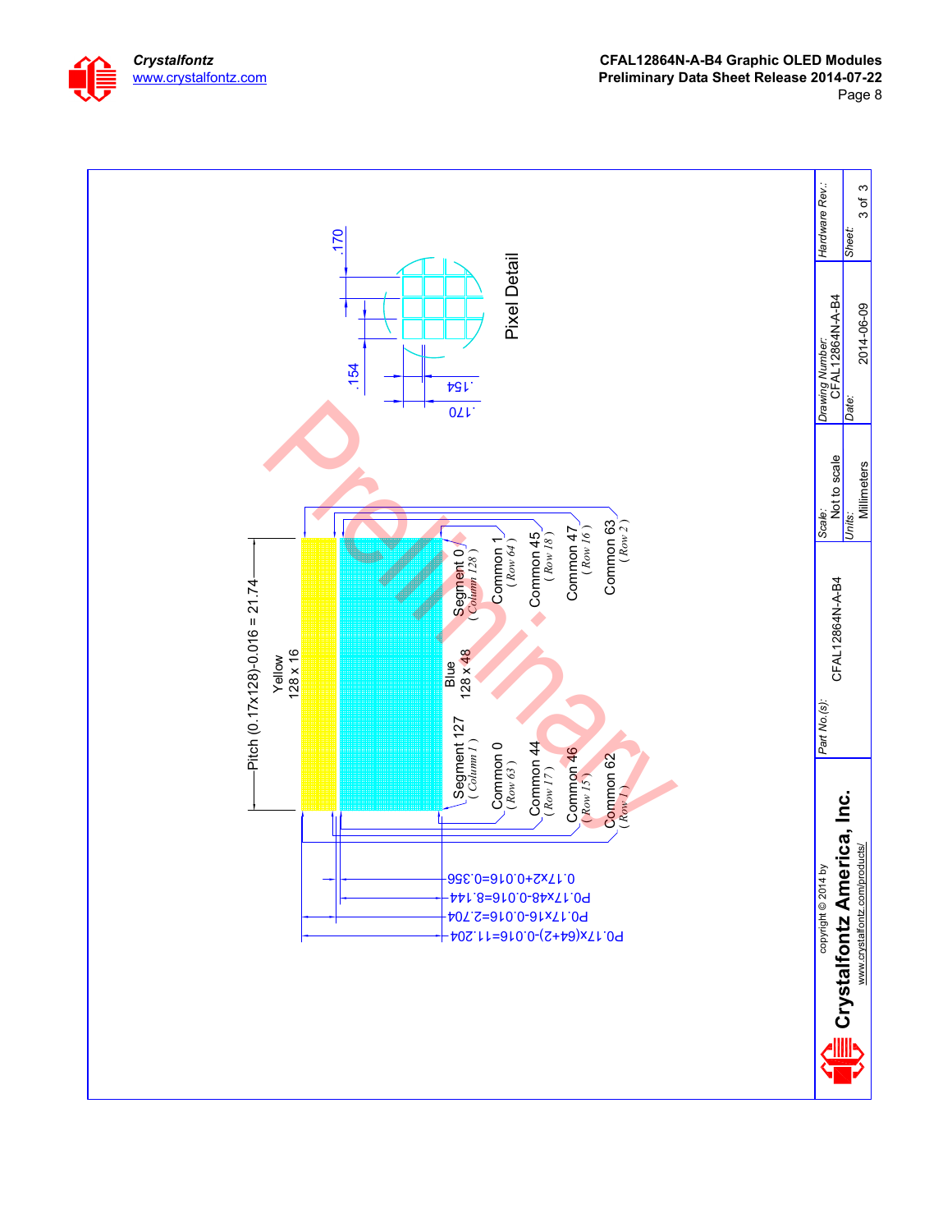Pitch (0.17x128)-0.016 = 21.74

Yellow
128 x 16

Blue
128 x 48

Segment 0 (Column 128)
Common 1 (Row 64)
Common 45 (Row 18)
Common 47 (Row 16)
Common 63 (Row 2)

Segment 127 (Column 1)
Common 0 (Row 63)
Common 44 (Row 17)
Common 46 (Row 15)
Common 62 (Row 1)

0.17x2+0.016=0.356
P0.17x48-0.016=8.144
P0.17x16-0.016=2.704
P0.17x(64+2)-0.016=11.204

Pixel Detail

.170
.154
.154
.170

Preliminary

copyright © 2014 by
Crystalfontz America, Inc.
www.crystalfontz.com/products/

| Part No.(s): | Scale: | Drawing Number: | Hardware Rev.: |
|---|---|---|---|
| CFAL12864N-A-B4 | Not to scale | CFAL12864N-A-B4 | |
| | Units: Millimeters | Date: 2014-06-09 | Sheet: 3 of 3 |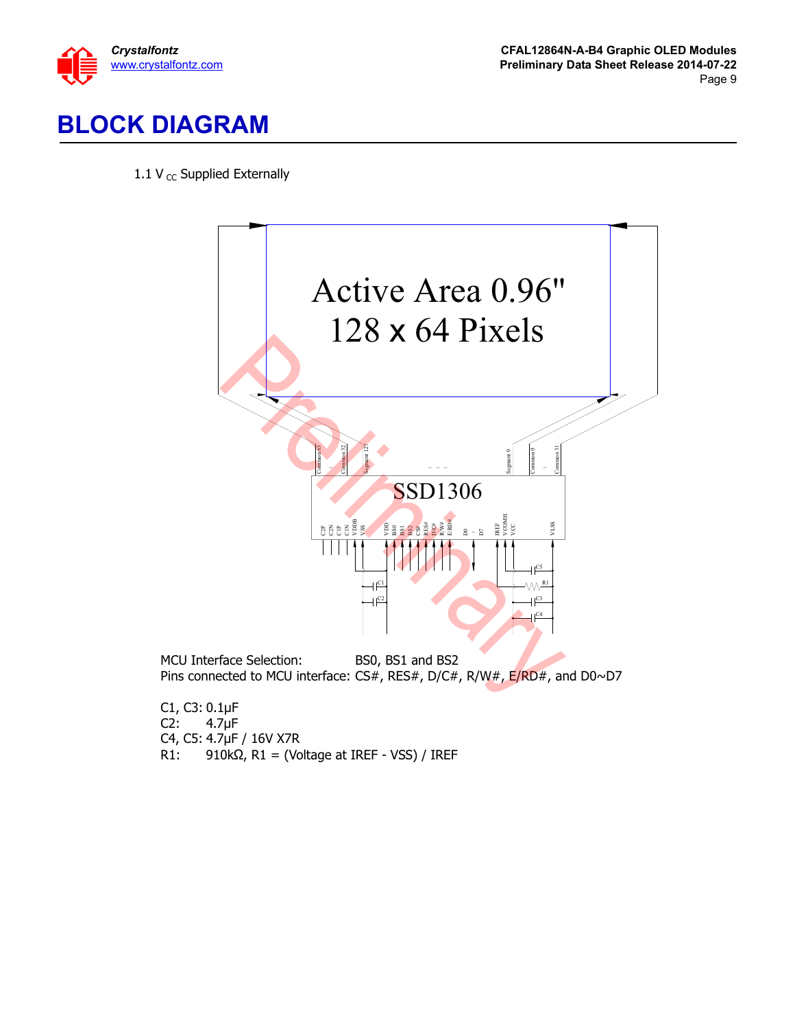# BLOCK DIAGRAM

1.1 $V_{CC}$ Supplied Externally

Active Area 0.96"
128 x 64 Pixels

Common 63
~
Common 32
Segment 127
~ ~ ~
Segment 0
Common 0
~
Common 31

SSD1306

C2P C2N C1P C1N VDDB VSS VDD BS0 BS1 BS2 CS# RES# D/C# R/W# E/RD# D0 ~ D7 IREF VCOMH VCC VLSS

C1 C2 C5 R1 C3 C4

MCU Interface Selection: BS0, BS1 and BS2
Pins connected to MCU interface: CS#, RES#, D/C#, R/W#, E/RD#, and D0~D7

C1, C3: 0.1µF
C2: 4.7µF
C4, C5: 4.7µF / 16V X7R
R1: 910kΩ, R1 = (Voltage at IREF - VSS) / IREF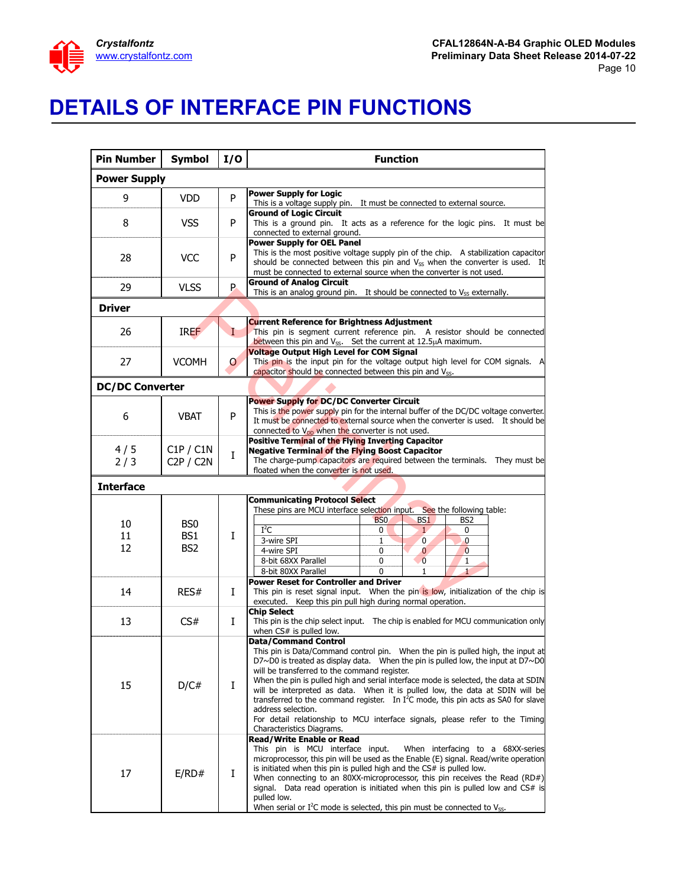# DETAILS OF INTERFACE PIN FUNCTIONS

| Pin Number | Symbol | I/O | Function |
|---|---|---|---|
| **Power Supply** | | | |
| 9 | VDD | P | **Power Supply for Logic** This is a voltage supply pin. It must be connected to external source. |
| 8 | VSS | P | **Ground of Logic Circuit** This is a ground pin. It acts as a reference for the logic pins. It must be connected to external ground. |
| 28 | VCC | P | **Power Supply for OEL Panel** This is the most positive voltage supply pin of the chip. A stabilization capacitor should be connected between this pin and $V_{SS}$ when the converter is used. It must be connected to external source when the converter is not used. |
| 29 | VLSS | P | **Ground of Analog Circuit** This is an analog ground pin. It should be connected to $V_{SS}$ externally. |
| **Driver** | | | |
| 26 | IREF | I | **Current Reference for Brightness Adjustment** This pin is segment current reference pin. A resistor should be connected between this pin and $V_{SS}$. Set the current at 12.5μA maximum. |
| 27 | VCOMH | O | **Voltage Output High Level for COM Signal** This pin is the input pin for the voltage output high level for COM signals. A capacitor should be connected between this pin and $V_{SS}$. |
| **DC/DC Converter** | | | |
| 6 | VBAT | P | **Power Supply for DC/DC Converter Circuit** This is the power supply pin for the internal buffer of the DC/DC voltage converter. It must be connected to external source when the converter is used. It should be connected to $V_{DD}$ when the converter is not used. |
| 4 / 5<br>2 / 3 | C1P / C1N<br>C2P / C2N | I | **Positive Terminal of the Flying Inverting Capacitor**<br>**Negative Terminal of the Flying Boost Capacitor**<br>The charge-pump capacitors are required between the terminals. They must be floated when the converter is not used. |
| **Interface** | | | |
| 10<br>11<br>12 | BS0<br>BS1<br>BS2 | I | **Communicating Protocol Select** These pins are MCU interface selection input. See the following table: (see table below) |
| 14 | RES# | I | **Power Reset for Controller and Driver** This pin is reset signal input. When the pin is low, initialization of the chip is executed. Keep this pin pull high during normal operation. |
| 13 | CS# | I | **Chip Select** This pin is the chip select input. The chip is enabled for MCU communication only when CS# is pulled low. |
| 15 | D/C# | I | **Data/Command Control** This pin is Data/Command control pin. When the pin is pulled high, the input at D7~D0 is treated as display data. When the pin is pulled low, the input at D7~D0 will be transferred to the command register. When the pin is pulled high and serial interface mode is selected, the data at SDIN will be interpreted as data. When it is pulled low, the data at SDIN will be transferred to the command register. In I²C mode, this pin acts as SA0 for slave address selection. For detail relationship to MCU interface signals, please refer to the Timing Characteristics Diagrams. |
| 17 | E/RD# | I | **Read/Write Enable or Read** This pin is MCU interface input. When interfacing to a 68XX-series microprocessor, this pin will be used as the Enable (E) signal. Read/write operation is initiated when this pin is pulled high and the CS# is pulled low. When connecting to an 80XX-microprocessor, this pin receives the Read (RD#) signal. Data read operation is initiated when this pin is pulled low and CS# is pulled low. When serial or I²C mode is selected, this pin must be connected to $V_{SS}$. |

| | BS0 | BS1 | BS2 |
|---|---|---|---|
| I²C | 0 | 1 | 0 |
| 3-wire SPI | 1 | 0 | 0 |
| 4-wire SPI | 0 | 0 | 0 |
| 8-bit 68XX Parallel | 0 | 0 | 1 |
| 8-bit 80XX Parallel | 0 | 1 | 1 |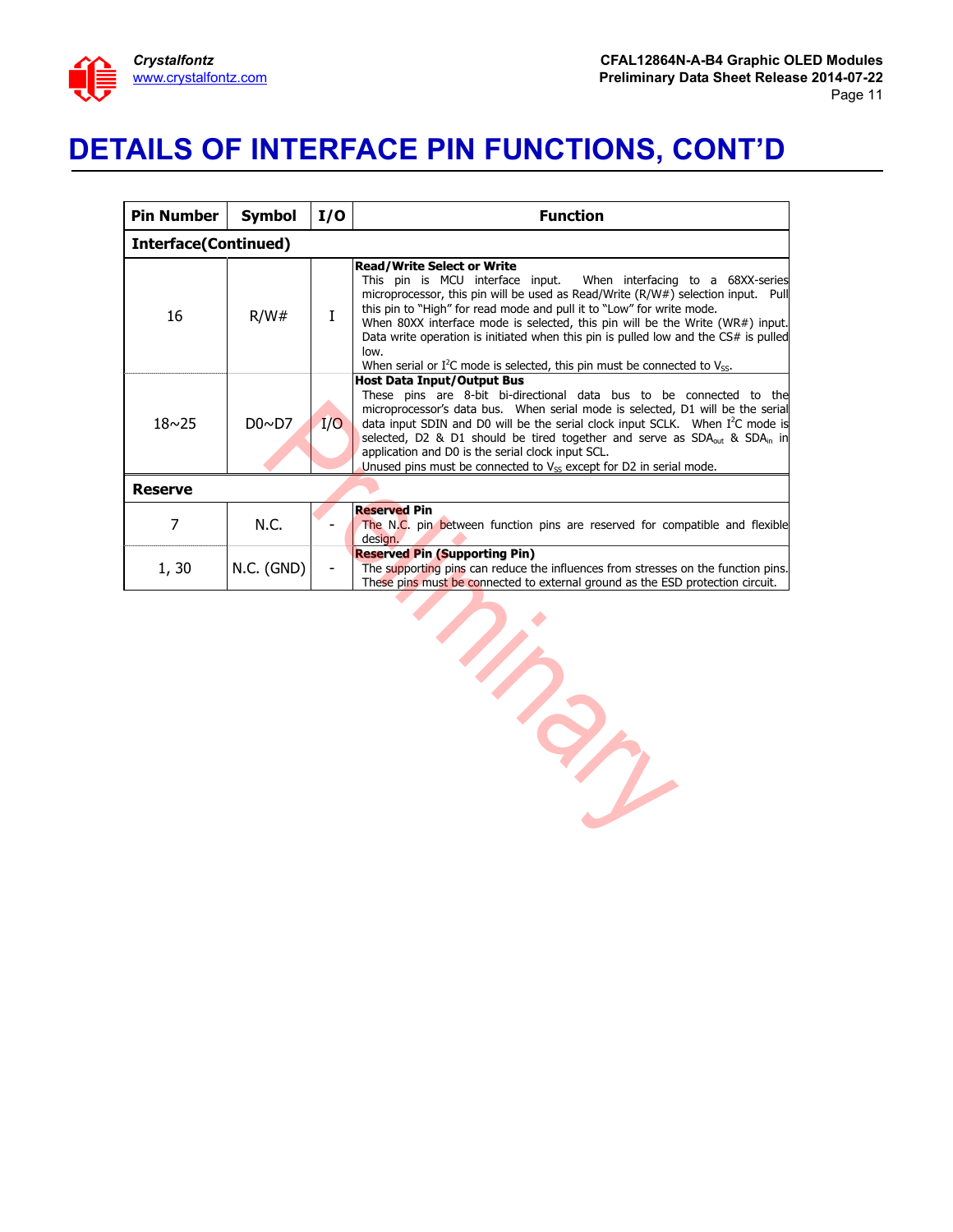# DETAILS OF INTERFACE PIN FUNCTIONS, CONT'D

| Pin Number | Symbol | I/O | Function |
|---|---|---|---|
| **Interface(Continued)** | | | |
| 16 | R/W# | I | **Read/Write Select or Write**<br>This pin is MCU interface input. When interfacing to a 68XX-series microprocessor, this pin will be used as Read/Write (R/W#) selection input. Pull this pin to "High" for read mode and pull it to "Low" for write mode.<br>When 80XX interface mode is selected, this pin will be the Write (WR#) input. Data write operation is initiated when this pin is pulled low and the CS# is pulled low.<br>When serial or I$^2$C mode is selected, this pin must be connected to $V_{SS}$. |
| 18~25 | D0~D7 | I/O | **Host Data Input/Output Bus**<br>These pins are 8-bit bi-directional data bus to be connected to the microprocessor's data bus. When serial mode is selected, D1 will be the serial data input SDIN and D0 will be the serial clock input SCLK. When I$^2$C mode is selected, D2 & D1 should be tired together and serve as $SDA_{out}$ & $SDA_{in}$ in application and D0 is the serial clock input SCL.<br>Unused pins must be connected to $V_{SS}$ except for D2 in serial mode. |
| **Reserve** | | | |
| 7 | N.C. | - | **Reserved Pin**<br>The N.C. pin between function pins are reserved for compatible and flexible design. |
| 1, 30 | N.C. (GND) | - | **Reserved Pin (Supporting Pin)**<br>The supporting pins can reduce the influences from stresses on the function pins. These pins must be connected to external ground as the ESD protection circuit. |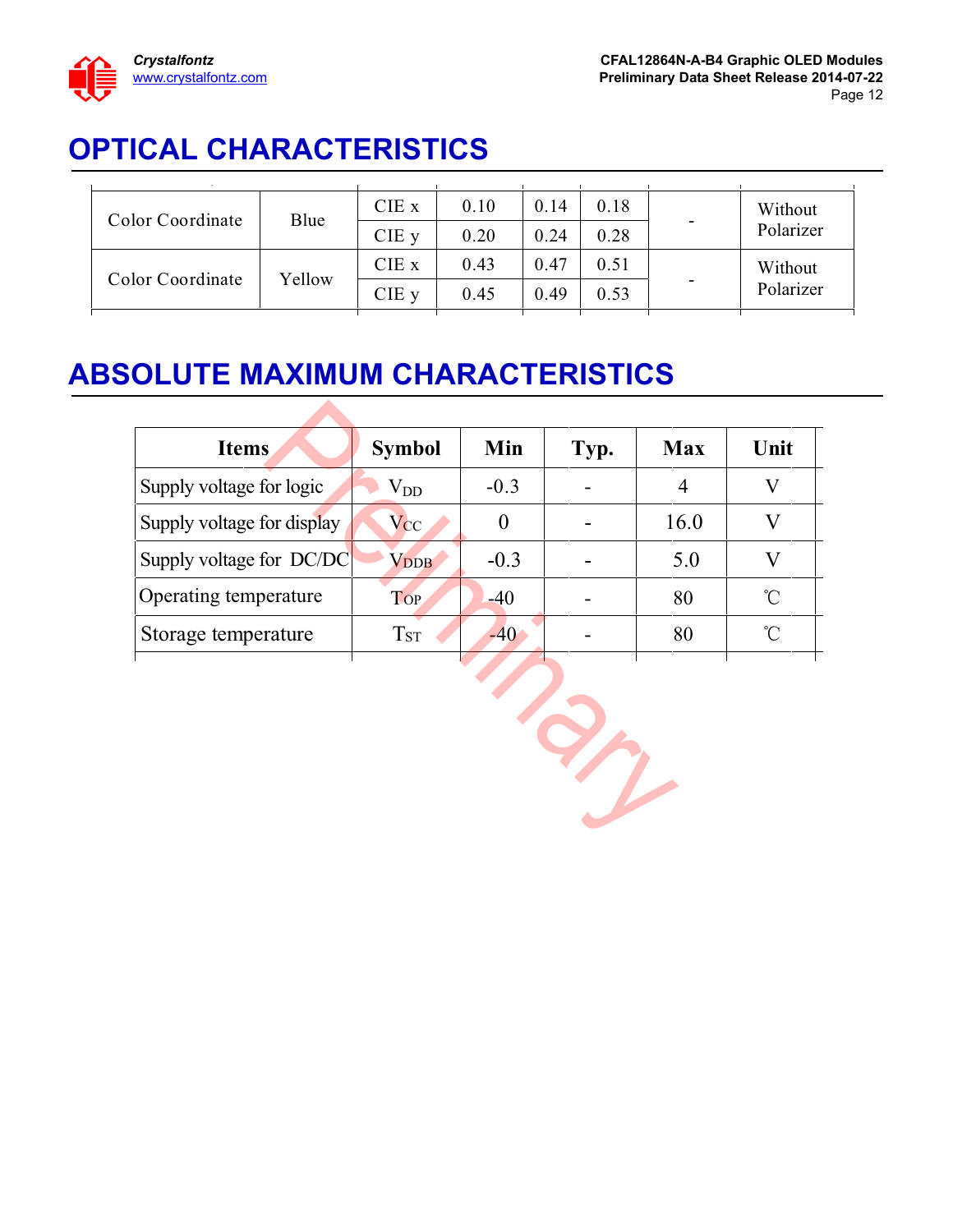## OPTICAL CHARACTERISTICS

| | | | | | | | |
|---|---|---|---|---|---|---|---|
| Color Coordinate | Blue | CIE x | 0.10 | 0.14 | 0.18 | - | Without Polarizer |
| | | CIE y | 0.20 | 0.24 | 0.28 | | |
| Color Coordinate | Yellow | CIE x | 0.43 | 0.47 | 0.51 | - | Without Polarizer |
| | | CIE y | 0.45 | 0.49 | 0.53 | | |

## ABSOLUTE MAXIMUM CHARACTERISTICS

| Items | Symbol | Min | Typ. | Max | Unit |
|---|---|---|---|---|---|
| Supply voltage for logic | $V_{DD}$ | -0.3 | - | 4 | V |
| Supply voltage for display | $V_{CC}$ | 0 | - | 16.0 | V |
| Supply voltage for DC/DC | $V_{DDB}$ | -0.3 | - | 5.0 | V |
| Operating temperature | $T_{OP}$ | -40 | - | 80 | ℃ |
| Storage temperature | $T_{ST}$ | -40 | - | 80 | ℃ |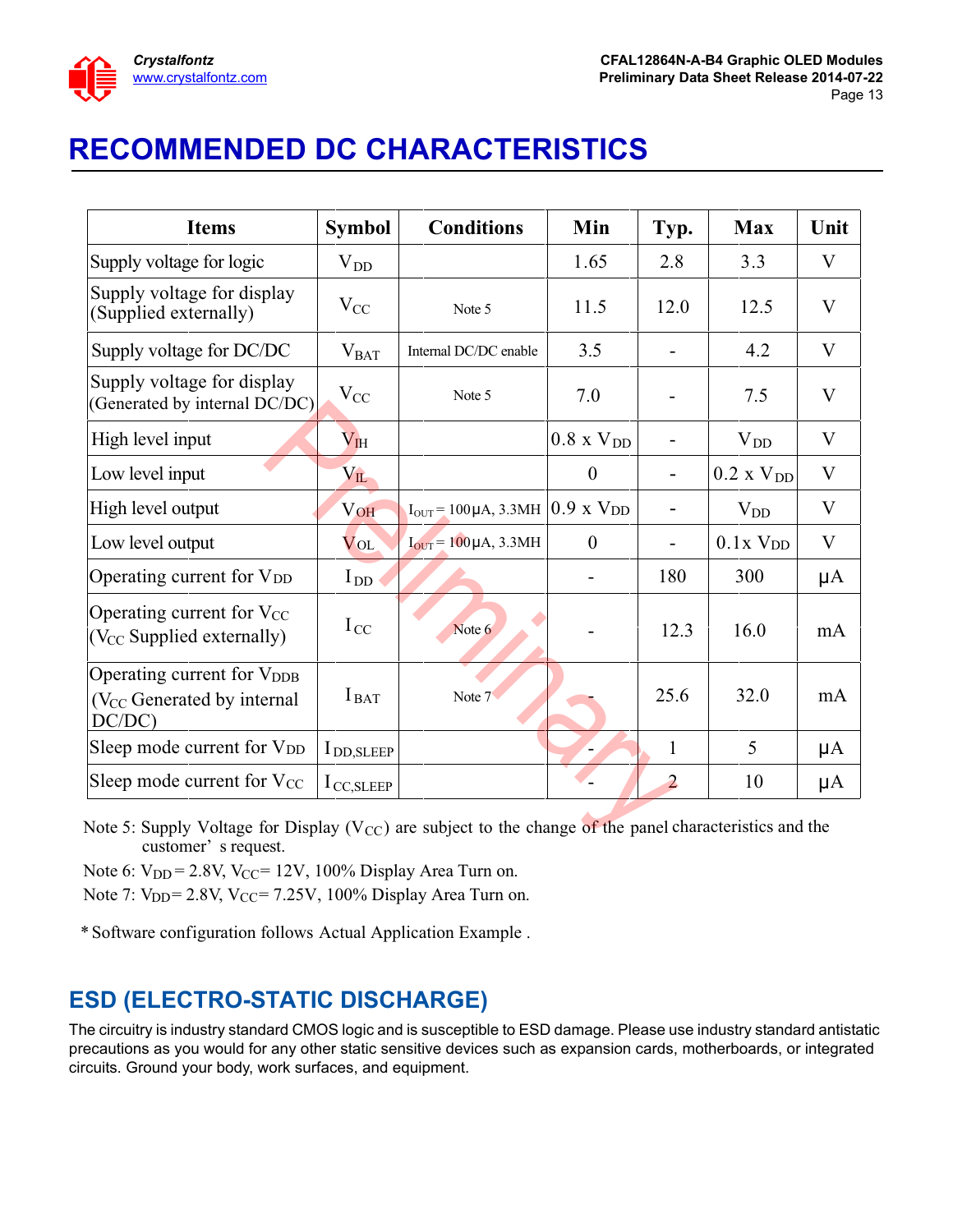# RECOMMENDED DC CHARACTERISTICS

| Items | Symbol | Conditions | Min | Typ. | Max | Unit |
|---|---|---|---|---|---|---|
| Supply voltage for logic | $V_{DD}$ | | 1.65 | 2.8 | 3.3 | V |
| Supply voltage for display (Supplied externally) | $V_{CC}$ | Note 5 | 11.5 | 12.0 | 12.5 | V |
| Supply voltage for DC/DC | $V_{BAT}$ | Internal DC/DC enable | 3.5 | - | 4.2 | V |
| Supply voltage for display (Generated by internal DC/DC) | $V_{CC}$ | Note 5 | 7.0 | - | 7.5 | V |
| High level input | $V_{IH}$ | | 0.8 x $V_{DD}$ | - | $V_{DD}$ | V |
| Low level input | $V_{IL}$ | | 0 | - | 0.2 x $V_{DD}$ | V |
| High level output | $V_{OH}$ | $I_{OUT}$ = 100μA, 3.3MH | 0.9 x $V_{DD}$ | - | $V_{DD}$ | V |
| Low level output | $V_{OL}$ | $I_{OUT}$ = 100μA, 3.3MH | 0 | - | 0.1x $V_{DD}$ | V |
| Operating current for $V_{DD}$ | $I_{DD}$ | | - | 180 | 300 | μA |
| Operating current for $V_{CC}$ ($V_{CC}$ Supplied externally) | $I_{CC}$ | Note 6 | - | 12.3 | 16.0 | mA |
| Operating current for $V_{DDB}$ ($V_{CC}$ Generated by internal DC/DC) | $I_{BAT}$ | Note 7 | - | 25.6 | 32.0 | mA |
| Sleep mode current for $V_{DD}$ | $I_{DD,SLEEP}$ | | - | 1 | 5 | μA |
| Sleep mode current for $V_{CC}$ | $I_{CC,SLEEP}$ | | - | 2 | 10 | μA |

Note 5: Supply Voltage for Display ($V_{CC}$) are subject to the change of the panel characteristics and the customer' s request.

Note 6: $V_{DD}$ = 2.8V, $V_{CC}$= 12V, 100% Display Area Turn on.

Note 7: $V_{DD}$= 2.8V, $V_{CC}$= 7.25V, 100% Display Area Turn on.

* Software configuration follows Actual Application Example .

## ESD (ELECTRO-STATIC DISCHARGE)

The circuitry is industry standard CMOS logic and is susceptible to ESD damage. Please use industry standard antistatic precautions as you would for any other static sensitive devices such as expansion cards, motherboards, or integrated circuits. Ground your body, work surfaces, and equipment.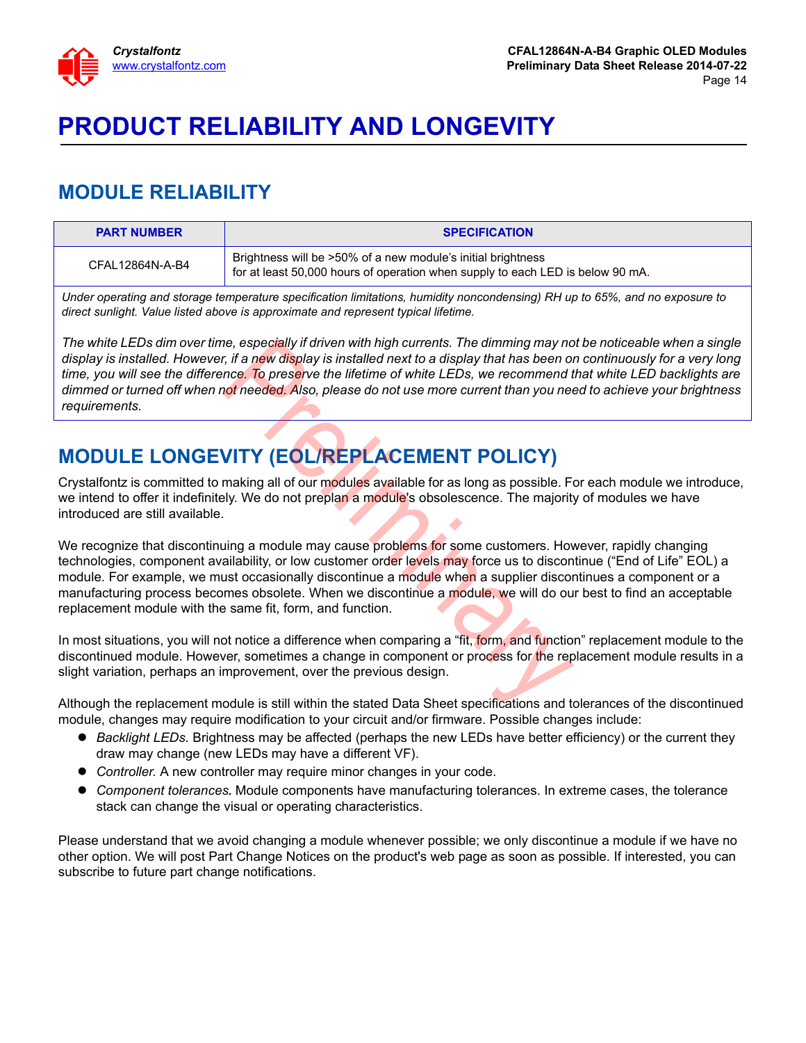# PRODUCT RELIABILITY AND LONGEVITY

## MODULE RELIABILITY

| PART NUMBER | SPECIFICATION |
| --- | --- |
| CFAL12864N-A-B4 | Brightness will be >50% of a new module's initial brightness for at least 50,000 hours of operation when supply to each LED is below 90 mA. |

*Under operating and storage temperature specification limitations, humidity noncondensing) RH up to 65%, and no exposure to direct sunlight. Value listed above is approximate and represent typical lifetime.*

*The white LEDs dim over time, especially if driven with high currents. The dimming may not be noticeable when a single display is installed. However, if a new display is installed next to a display that has been on continuously for a very long time, you will see the difference. To preserve the lifetime of white LEDs, we recommend that white LED backlights are dimmed or turned off when not needed. Also, please do not use more current than you need to achieve your brightness requirements.*

## MODULE LONGEVITY (EOL/REPLACEMENT POLICY)

Crystalfontz is committed to making all of our modules available for as long as possible. For each module we introduce, we intend to offer it indefinitely. We do not preplan a module's obsolescence. The majority of modules we have introduced are still available.

We recognize that discontinuing a module may cause problems for some customers. However, rapidly changing technologies, component availability, or low customer order levels may force us to discontinue ("End of Life" EOL) a module. For example, we must occasionally discontinue a module when a supplier discontinues a component or a manufacturing process becomes obsolete. When we discontinue a module, we will do our best to find an acceptable replacement module with the same fit, form, and function.

In most situations, you will not notice a difference when comparing a "fit, form, and function" replacement module to the discontinued module. However, sometimes a change in component or process for the replacement module results in a slight variation, perhaps an improvement, over the previous design.

Although the replacement module is still within the stated Data Sheet specifications and tolerances of the discontinued module, changes may require modification to your circuit and/or firmware. Possible changes include:

- *Backlight LEDs.* Brightness may be affected (perhaps the new LEDs have better efficiency) or the current they draw may change (new LEDs may have a different VF).
- *Controller.* A new controller may require minor changes in your code.
- *Component tolerances.* Module components have manufacturing tolerances. In extreme cases, the tolerance stack can change the visual or operating characteristics.

Please understand that we avoid changing a module whenever possible; we only discontinue a module if we have no other option. We will post Part Change Notices on the product's web page as soon as possible. If interested, you can subscribe to future part change notifications.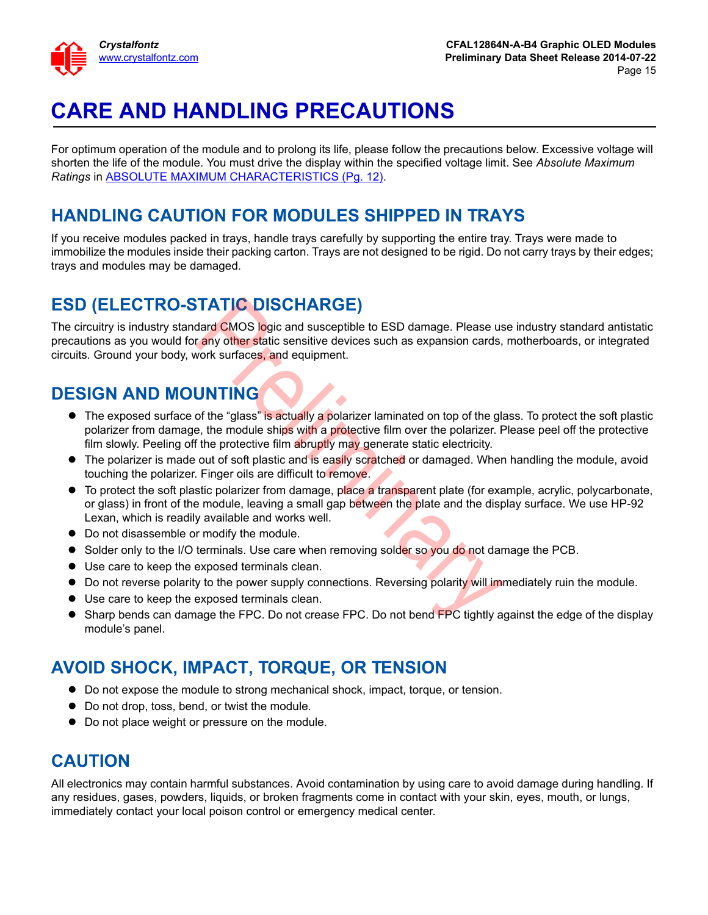# CARE AND HANDLING PRECAUTIONS

For optimum operation of the module and to prolong its life, please follow the precautions below. Excessive voltage will shorten the life of the module. You must drive the display within the specified voltage limit. See *Absolute Maximum Ratings* in ABSOLUTE MAXIMUM CHARACTERISTICS (Pg. 12).

## HANDLING CAUTION FOR MODULES SHIPPED IN TRAYS

If you receive modules packed in trays, handle trays carefully by supporting the entire tray. Trays were made to immobilize the modules inside their packing carton. Trays are not designed to be rigid. Do not carry trays by their edges; trays and modules may be damaged.

## ESD (ELECTRO-STATIC DISCHARGE)

The circuitry is industry standard CMOS logic and susceptible to ESD damage. Please use industry standard antistatic precautions as you would for any other static sensitive devices such as expansion cards, motherboards, or integrated circuits. Ground your body, work surfaces, and equipment.

## DESIGN AND MOUNTING

- The exposed surface of the "glass" is actually a polarizer laminated on top of the glass. To protect the soft plastic polarizer from damage, the module ships with a protective film over the polarizer. Please peel off the protective film slowly. Peeling off the protective film abruptly may generate static electricity.
- The polarizer is made out of soft plastic and is easily scratched or damaged. When handling the module, avoid touching the polarizer. Finger oils are difficult to remove.
- To protect the soft plastic polarizer from damage, place a transparent plate (for example, acrylic, polycarbonate, or glass) in front of the module, leaving a small gap between the plate and the display surface. We use HP-92 Lexan, which is readily available and works well.
- Do not disassemble or modify the module.
- Solder only to the I/O terminals. Use care when removing solder so you do not damage the PCB.
- Use care to keep the exposed terminals clean.
- Do not reverse polarity to the power supply connections. Reversing polarity will immediately ruin the module.
- Use care to keep the exposed terminals clean.
- Sharp bends can damage the FPC. Do not crease FPC. Do not bend FPC tightly against the edge of the display module's panel.

## AVOID SHOCK, IMPACT, TORQUE, OR TENSION

- Do not expose the module to strong mechanical shock, impact, torque, or tension.
- Do not drop, toss, bend, or twist the module.
- Do not place weight or pressure on the module.

## CAUTION

All electronics may contain harmful substances. Avoid contamination by using care to avoid damage during handling. If any residues, gases, powders, liquids, or broken fragments come in contact with your skin, eyes, mouth, or lungs, immediately contact your local poison control or emergency medical center.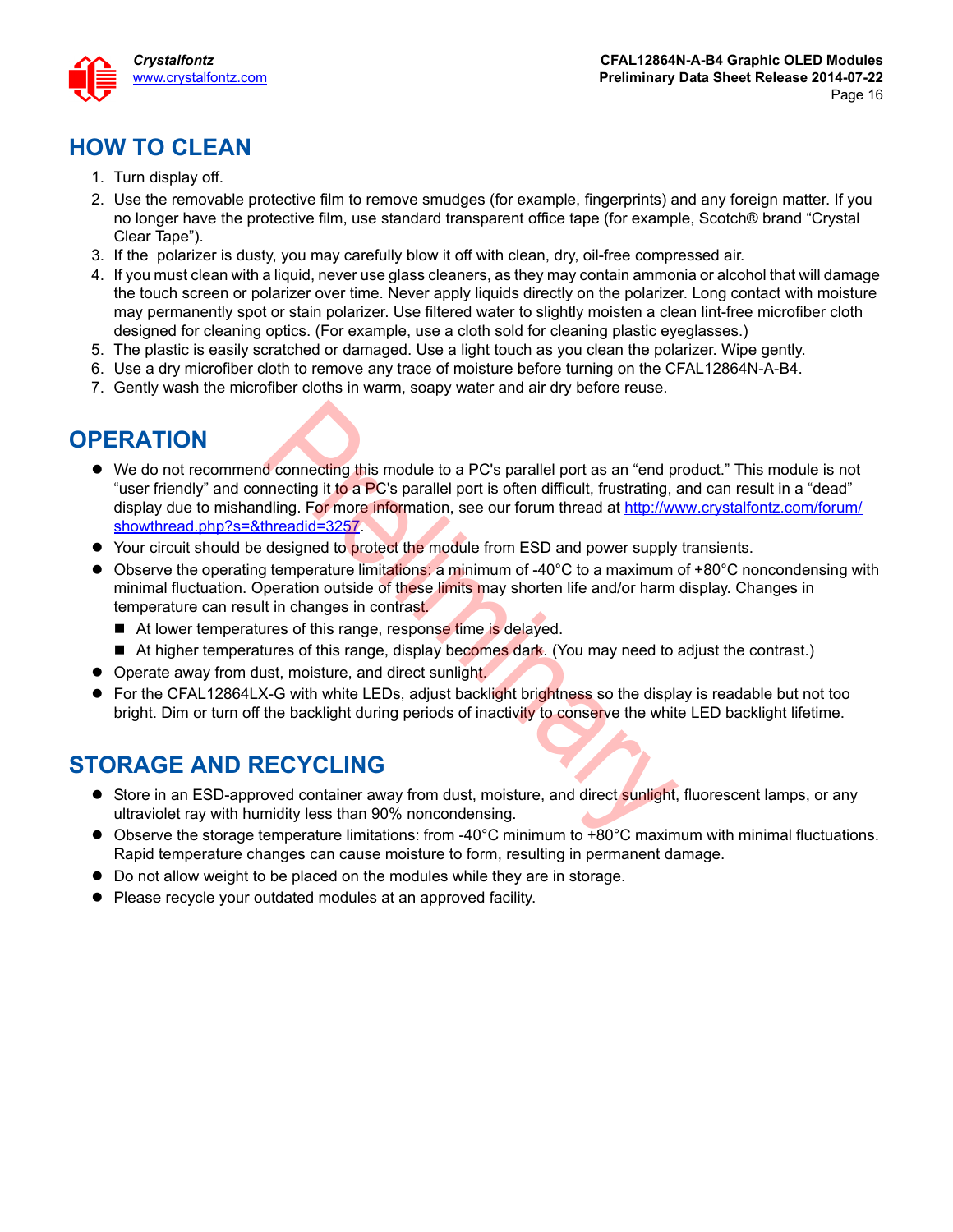## HOW TO CLEAN

1. Turn display off.
2. Use the removable protective film to remove smudges (for example, fingerprints) and any foreign matter. If you no longer have the protective film, use standard transparent office tape (for example, Scotch® brand "Crystal Clear Tape").
3. If the polarizer is dusty, you may carefully blow it off with clean, dry, oil-free compressed air.
4. If you must clean with a liquid, never use glass cleaners, as they may contain ammonia or alcohol that will damage the touch screen or polarizer over time. Never apply liquids directly on the polarizer. Long contact with moisture may permanently spot or stain polarizer. Use filtered water to slightly moisten a clean lint-free microfiber cloth designed for cleaning optics. (For example, use a cloth sold for cleaning plastic eyeglasses.)
5. The plastic is easily scratched or damaged. Use a light touch as you clean the polarizer. Wipe gently.
6. Use a dry microfiber cloth to remove any trace of moisture before turning on the CFAL12864N-A-B4.
7. Gently wash the microfiber cloths in warm, soapy water and air dry before reuse.

## OPERATION

- We do not recommend connecting this module to a PC's parallel port as an "end product." This module is not "user friendly" and connecting it to a PC's parallel port is often difficult, frustrating, and can result in a "dead" display due to mishandling. For more information, see our forum thread at http://www.crystalfontz.com/forum/showthread.php?s=&threadid=3257.
- Your circuit should be designed to protect the module from ESD and power supply transients.
- Observe the operating temperature limitations: a minimum of -40°C to a maximum of +80°C noncondensing with minimal fluctuation. Operation outside of these limits may shorten life and/or harm display. Changes in temperature can result in changes in contrast.
  - At lower temperatures of this range, response time is delayed.
  - At higher temperatures of this range, display becomes dark. (You may need to adjust the contrast.)
- Operate away from dust, moisture, and direct sunlight.
- For the CFAL12864LX-G with white LEDs, adjust backlight brightness so the display is readable but not too bright. Dim or turn off the backlight during periods of inactivity to conserve the white LED backlight lifetime.

## STORAGE AND RECYCLING

- Store in an ESD-approved container away from dust, moisture, and direct sunlight, fluorescent lamps, or any ultraviolet ray with humidity less than 90% noncondensing.
- Observe the storage temperature limitations: from -40°C minimum to +80°C maximum with minimal fluctuations. Rapid temperature changes can cause moisture to form, resulting in permanent damage.
- Do not allow weight to be placed on the modules while they are in storage.
- Please recycle your outdated modules at an approved facility.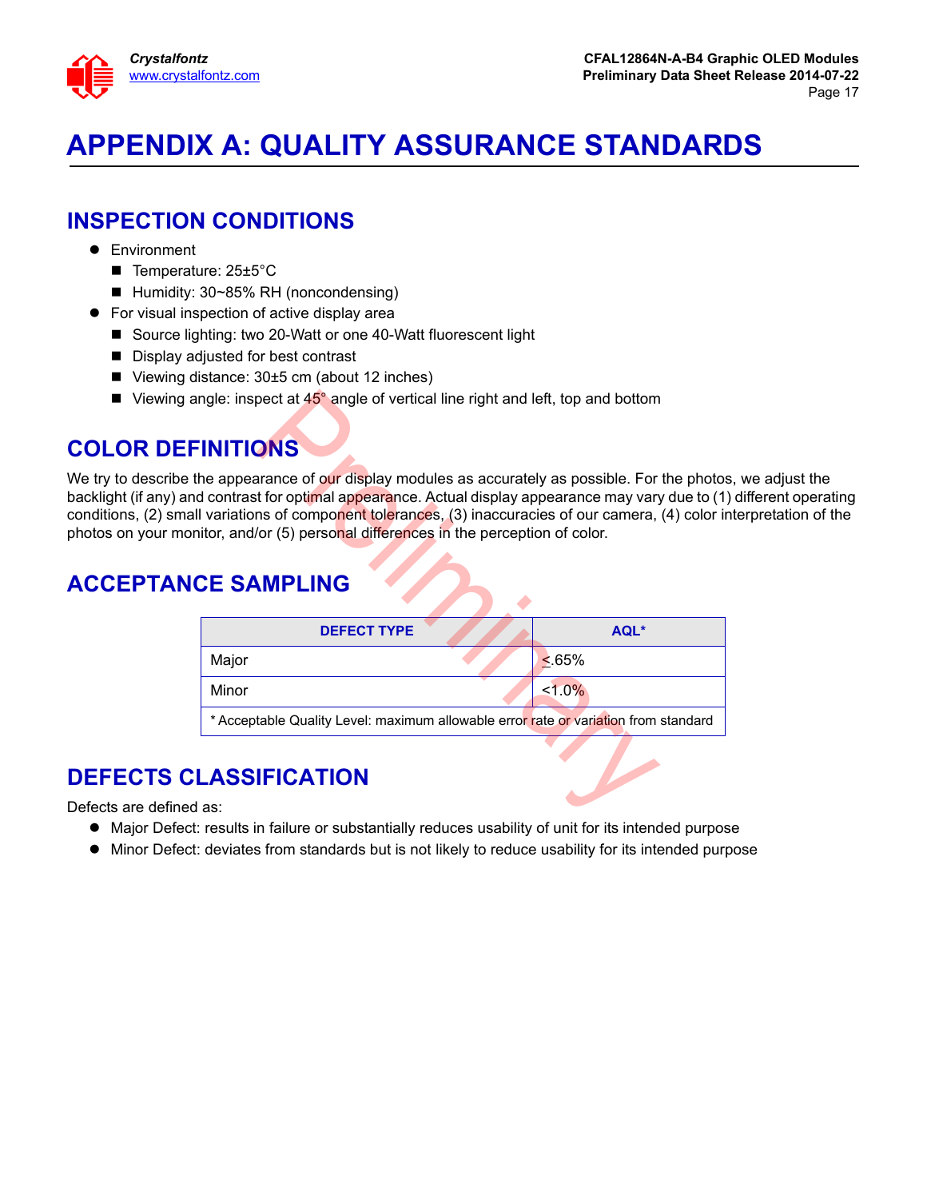# APPENDIX A: QUALITY ASSURANCE STANDARDS

## INSPECTION CONDITIONS

- Environment
  - Temperature: 25±5°C
  - Humidity: 30~85% RH (noncondensing)
- For visual inspection of active display area
  - Source lighting: two 20-Watt or one 40-Watt fluorescent light
  - Display adjusted for best contrast
  - Viewing distance: 30±5 cm (about 12 inches)
  - Viewing angle: inspect at 45° angle of vertical line right and left, top and bottom

## COLOR DEFINITIONS

We try to describe the appearance of our display modules as accurately as possible. For the photos, we adjust the backlight (if any) and contrast for optimal appearance. Actual display appearance may vary due to (1) different operating conditions, (2) small variations of component tolerances, (3) inaccuracies of our camera, (4) color interpretation of the photos on your monitor, and/or (5) personal differences in the perception of color.

## ACCEPTANCE SAMPLING

| DEFECT TYPE | AQL* |
|---|---|
| Major | ≤.65% |
| Minor | <1.0% |
| * Acceptable Quality Level: maximum allowable error rate or variation from standard | |

## DEFECTS CLASSIFICATION

Defects are defined as:

- Major Defect: results in failure or substantially reduces usability of unit for its intended purpose
- Minor Defect: deviates from standards but is not likely to reduce usability for its intended purpose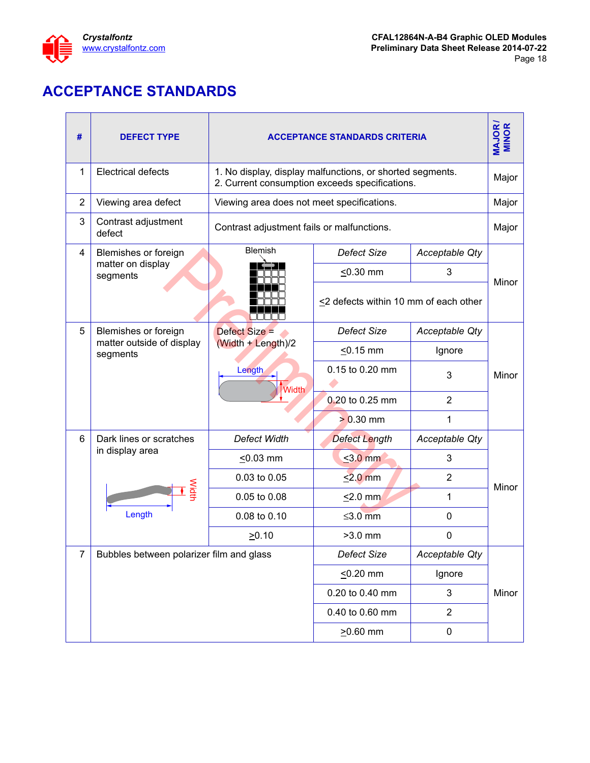# ACCEPTANCE STANDARDS

| # | DEFECT TYPE | ACCEPTANCE STANDARDS CRITERIA | | | MAJOR / MINOR |
|---|---|---|---|---|---|
| 1 | Electrical defects | 1. No display, display malfunctions, or shorted segments.<br>2. Current consumption exceeds specifications. | | | Major |
| 2 | Viewing area defect | Viewing area does not meet specifications. | | | Major |
| 3 | Contrast adjustment defect | Contrast adjustment fails or malfunctions. | | | Major |
| 4 | Blemishes or foreign matter on display segments | Blemish | *Defect Size* | *Acceptable Qty* | Minor |
| | | | ≤0.30 mm | 3 | |
| | | | ≤2 defects within 10 mm of each other | | |
| 5 | Blemishes or foreign matter outside of display segments | Defect Size = (Width + Length)/2<br>Length<br>Width | *Defect Size* | *Acceptable Qty* | Minor |
| | | | ≤0.15 mm | Ignore | |
| | | | 0.15 to 0.20 mm | 3 | |
| | | | 0.20 to 0.25 mm | 2 | |
| | | | > 0.30 mm | 1 | |
| 6 | Dark lines or scratches in display area<br>Width<br>Length | *Defect Width* | *Defect Length* | *Acceptable Qty* | Minor |
| | | ≤0.03 mm | ≤3.0 mm | 3 | |
| | | 0.03 to 0.05 | ≤2.0 mm | 2 | |
| | | 0.05 to 0.08 | ≤2.0 mm | 1 | |
| | | 0.08 to 0.10 | ≤3.0 mm | 0 | |
| | | ≥0.10 | >3.0 mm | 0 | |
| 7 | Bubbles between polarizer film and glass | | *Defect Size* | *Acceptable Qty* | Minor |
| | | | ≤0.20 mm | Ignore | |
| | | | 0.20 to 0.40 mm | 3 | |
| | | | 0.40 to 0.60 mm | 2 | |
| | | | ≥0.60 mm | 0 | |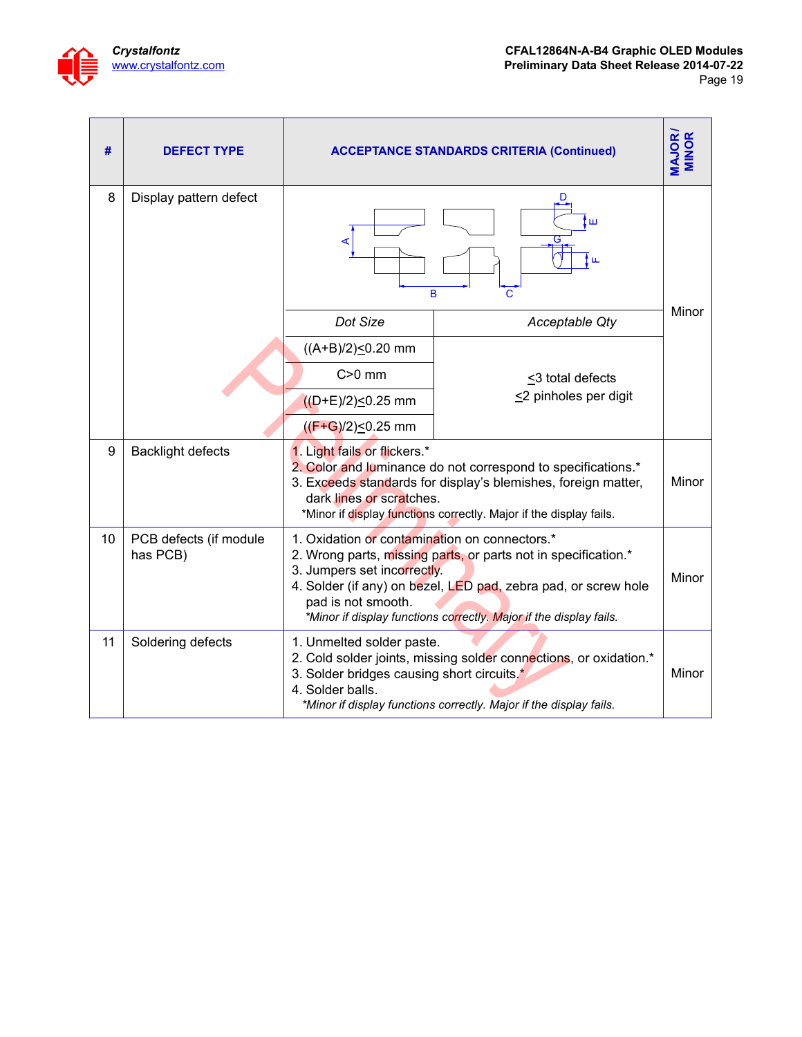| # | DEFECT TYPE | ACCEPTANCE STANDARDS CRITERIA (Continued) | | MAJOR / MINOR |
|---|---|---|---|---|
| 8 | Display pattern defect | A B C D E F G | | Minor |
| | | *Dot Size* | *Acceptable Qty* | |
| | | ((A+B)/2)≤0.20 mm | ≤3 total defects<br>≤2 pinholes per digit | |
| | | C>0 mm | | |
| | | ((D+E)/2)≤0.25 mm | | |
| | | ((F+G)/2)≤0.25 mm | | |
| 9 | Backlight defects | 1. Light fails or flickers.*<br>2. Color and luminance do not correspond to specifications.*<br>3. Exceeds standards for display's blemishes, foreign matter, dark lines or scratches.<br>*Minor if display functions correctly. Major if the display fails. | | Minor |
| 10 | PCB defects (if module has PCB) | 1. Oxidation or contamination on connectors.*<br>2. Wrong parts, missing parts, or parts not in specification.*<br>3. Jumpers set incorrectly.<br>4. Solder (if any) on bezel, LED pad, zebra pad, or screw hole pad is not smooth.<br>*\*Minor if display functions correctly. Major if the display fails.* | | Minor |
| 11 | Soldering defects | 1. Unmelted solder paste.<br>2. Cold solder joints, missing solder connections, or oxidation.*<br>3. Solder bridges causing short circuits.*<br>4. Solder balls.<br>*\*Minor if display functions correctly. Major if the display fails.* | | Minor |